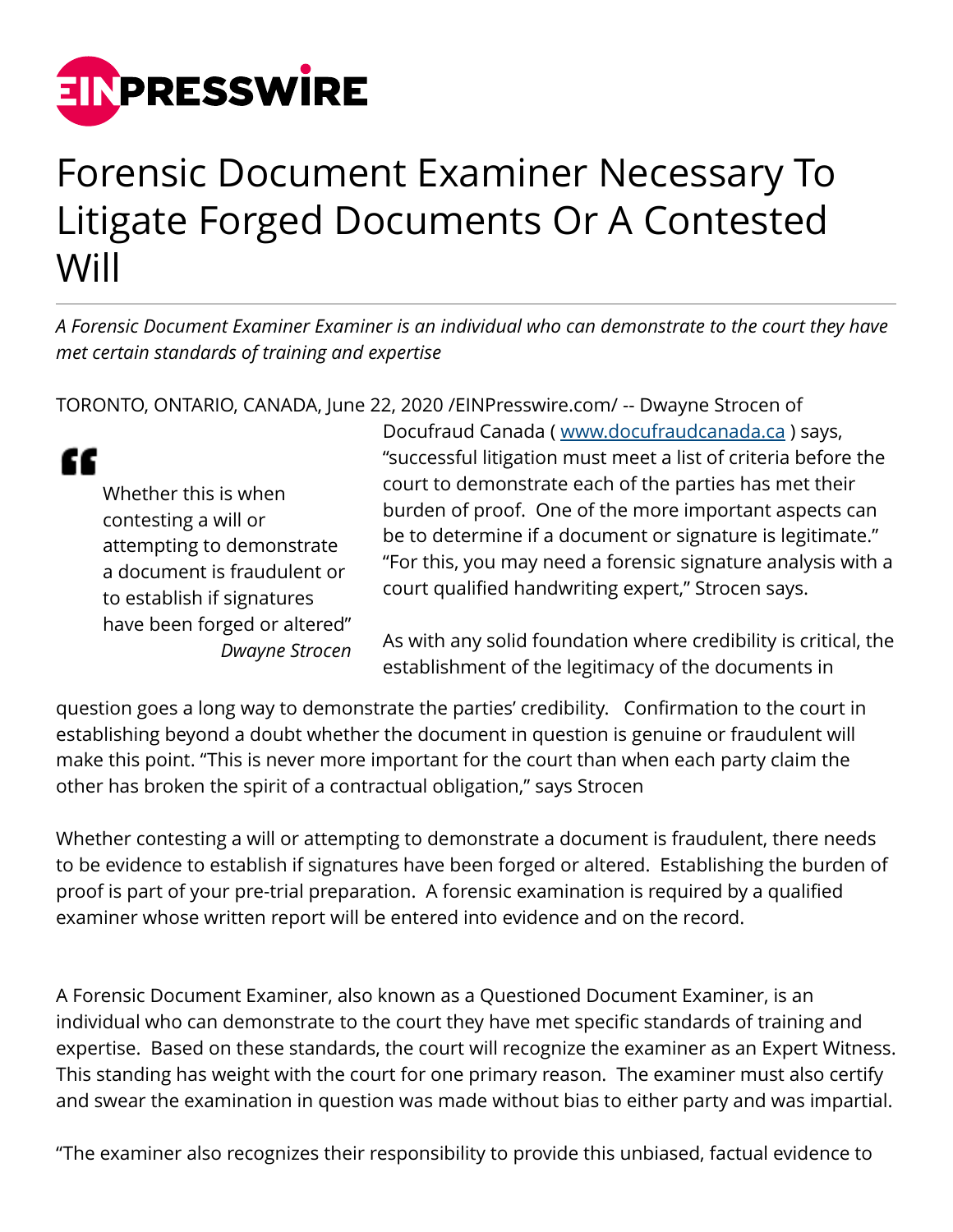# Forensic Document Examiner Necessary To Litigate Forged Documents Or A Contested Will

*A Forensic Document Examiner Examiner is an individual who can demonstrate to the court they have met certain standards of training and expertise*

TORONTO, ONTARIO, CANADA, June 22, 2020 /EINPresswire.com/ -- Dwayne Strocen of Docufraud Canada ( www.docufraudcanada.ca ) says, "successful litigation must meet a list of criteria before the court to demonstrate each of the parties has met their burden of proof. One of the more important aspects can be to determine if a document or signature is legitimate." "For this, you may need a forensic signature analysis with a court qualified handwriting expert," Strocen says.

> Whether this is when contesting a will or attempting to demonstrate a document is fraudulent or to establish if signatures have been forged or altered"
> *Dwayne Strocen*

As with any solid foundation where credibility is critical, the establishment of the legitimacy of the documents in question goes a long way to demonstrate the parties' credibility. Confirmation to the court in establishing beyond a doubt whether the document in question is genuine or fraudulent will make this point. "This is never more important for the court than when each party claim the other has broken the spirit of a contractual obligation," says Strocen

Whether contesting a will or attempting to demonstrate a document is fraudulent, there needs to be evidence to establish if signatures have been forged or altered. Establishing the burden of proof is part of your pre-trial preparation. A forensic examination is required by a qualified examiner whose written report will be entered into evidence and on the record.

A Forensic Document Examiner, also known as a Questioned Document Examiner, is an individual who can demonstrate to the court they have met specific standards of training and expertise. Based on these standards, the court will recognize the examiner as an Expert Witness. This standing has weight with the court for one primary reason. The examiner must also certify and swear the examination in question was made without bias to either party and was impartial.

"The examiner also recognizes their responsibility to provide this unbiased, factual evidence to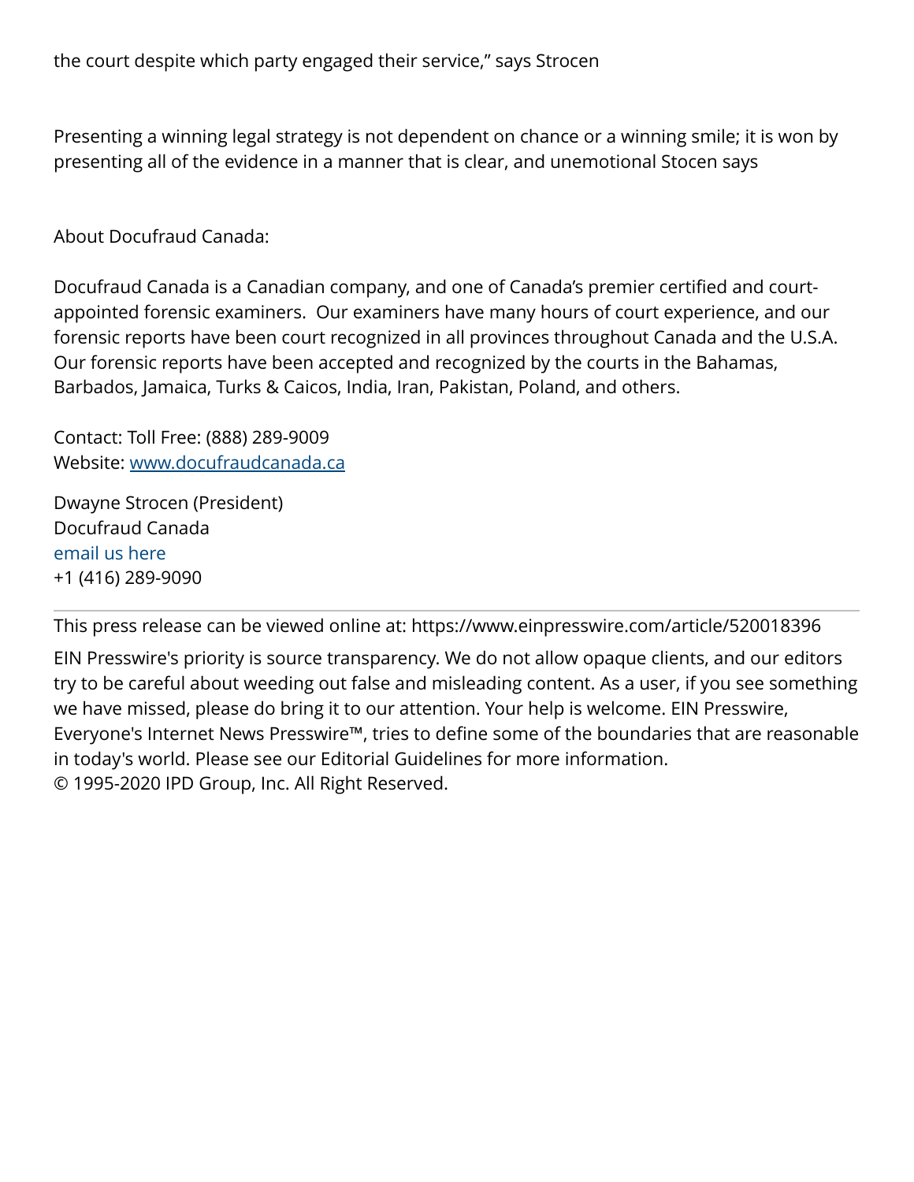the court despite which party engaged their service," says Strocen

Presenting a winning legal strategy is not dependent on chance or a winning smile; it is won by presenting all of the evidence in a manner that is clear, and unemotional Stocen says

About Docufraud Canada:

Docufraud Canada is a Canadian company, and one of Canada's premier certified and court-appointed forensic examiners.  Our examiners have many hours of court experience, and our forensic reports have been court recognized in all provinces throughout Canada and the U.S.A. Our forensic reports have been accepted and recognized by the courts in the Bahamas, Barbados, Jamaica, Turks & Caicos, India, Iran, Pakistan, Poland, and others.

Contact: Toll Free: (888) 289-9009
Website: www.docufraudcanada.ca

Dwayne Strocen (President)
Docufraud Canada
email us here
+1 (416) 289-9090

---

This press release can be viewed online at: https://www.einpresswire.com/article/520018396

EIN Presswire's priority is source transparency. We do not allow opaque clients, and our editors try to be careful about weeding out false and misleading content. As a user, if you see something we have missed, please do bring it to our attention. Your help is welcome. EIN Presswire, Everyone's Internet News Presswire™, tries to define some of the boundaries that are reasonable in today's world. Please see our Editorial Guidelines for more information.
© 1995-2020 IPD Group, Inc. All Right Reserved.